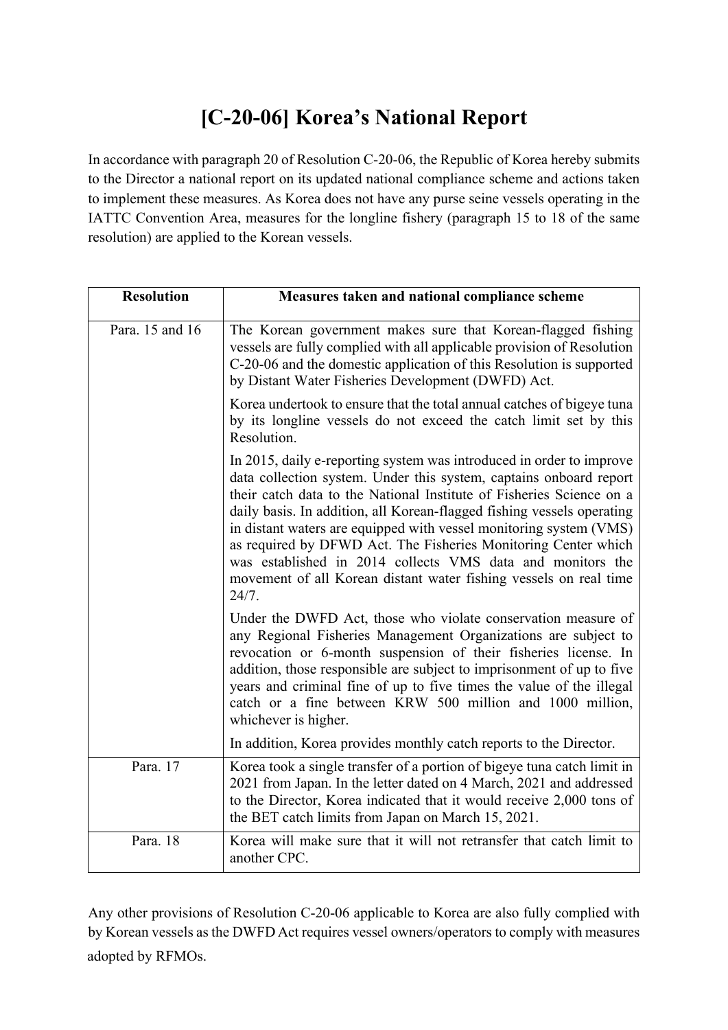# [C-20-06] Korea's National Report

In accordance with paragraph 20 of Resolution C-20-06, the Republic of Korea hereby submits to the Director a national report on its updated national compliance scheme and actions taken to implement these measures. As Korea does not have any purse seine vessels operating in the IATTC Convention Area, measures for the longline fishery (paragraph 15 to 18 of the same resolution) are applied to the Korean vessels.

| Resolution | Measures taken and national compliance scheme |
|---|---|
| Para. 15 and 16 | The Korean government makes sure that Korean-flagged fishing vessels are fully complied with all applicable provision of Resolution C-20-06 and the domestic application of this Resolution is supported by Distant Water Fisheries Development (DWFD) Act.<br><br>Korea undertook to ensure that the total annual catches of bigeye tuna by its longline vessels do not exceed the catch limit set by this Resolution.<br><br>In 2015, daily e-reporting system was introduced in order to improve data collection system. Under this system, captains onboard report their catch data to the National Institute of Fisheries Science on a daily basis. In addition, all Korean-flagged fishing vessels operating in distant waters are equipped with vessel monitoring system (VMS) as required by DFWD Act. The Fisheries Monitoring Center which was established in 2014 collects VMS data and monitors the movement of all Korean distant water fishing vessels on real time 24/7.<br><br>Under the DWFD Act, those who violate conservation measure of any Regional Fisheries Management Organizations are subject to revocation or 6-month suspension of their fisheries license. In addition, those responsible are subject to imprisonment of up to five years and criminal fine of up to five times the value of the illegal catch or a fine between KRW 500 million and 1000 million, whichever is higher.<br><br>In addition, Korea provides monthly catch reports to the Director. |
| Para. 17 | Korea took a single transfer of a portion of bigeye tuna catch limit in 2021 from Japan. In the letter dated on 4 March, 2021 and addressed to the Director, Korea indicated that it would receive 2,000 tons of the BET catch limits from Japan on March 15, 2021. |
| Para. 18 | Korea will make sure that it will not retransfer that catch limit to another CPC. |

Any other provisions of Resolution C-20-06 applicable to Korea are also fully complied with by Korean vessels as the DWFD Act requires vessel owners/operators to comply with measures adopted by RFMOs.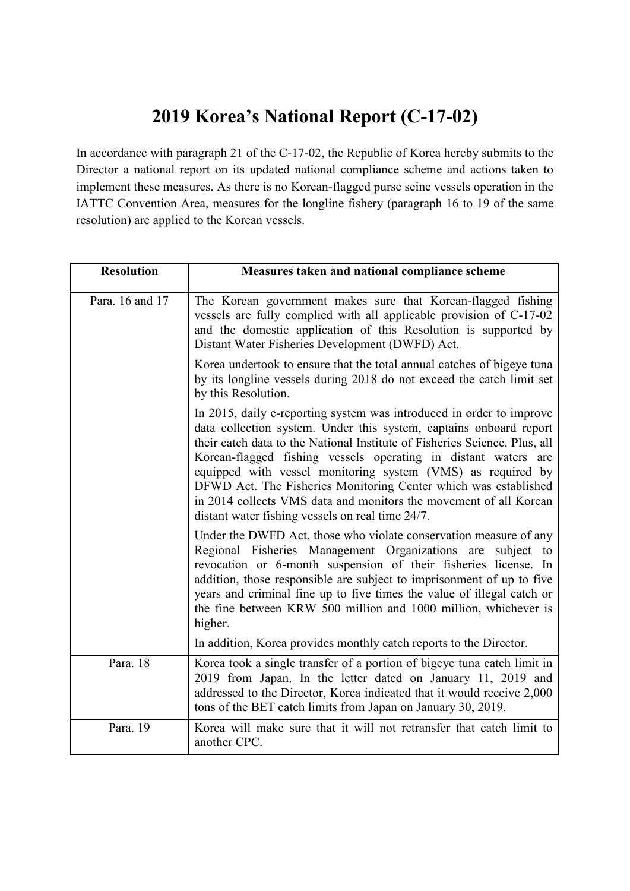# 2019 Korea's National Report (C-17-02)

In accordance with paragraph 21 of the C-17-02, the Republic of Korea hereby submits to the Director a national report on its updated national compliance scheme and actions taken to implement these measures. As there is no Korean-flagged purse seine vessels operation in the IATTC Convention Area, measures for the longline fishery (paragraph 16 to 19 of the same resolution) are applied to the Korean vessels.

| Resolution | Measures taken and national compliance scheme |
|---|---|
| Para. 16 and 17 | The Korean government makes sure that Korean-flagged fishing vessels are fully complied with all applicable provision of C-17-02 and the domestic application of this Resolution is supported by Distant Water Fisheries Development (DWFD) Act.<br><br>Korea undertook to ensure that the total annual catches of bigeye tuna by its longline vessels during 2018 do not exceed the catch limit set by this Resolution.<br><br>In 2015, daily e-reporting system was introduced in order to improve data collection system. Under this system, captains onboard report their catch data to the National Institute of Fisheries Science. Plus, all Korean-flagged fishing vessels operating in distant waters are equipped with vessel monitoring system (VMS) as required by DFWD Act. The Fisheries Monitoring Center which was established in 2014 collects VMS data and monitors the movement of all Korean distant water fishing vessels on real time 24/7.<br><br>Under the DWFD Act, those who violate conservation measure of any Regional Fisheries Management Organizations are subject to revocation or 6-month suspension of their fisheries license. In addition, those responsible are subject to imprisonment of up to five years and criminal fine up to five times the value of illegal catch or the fine between KRW 500 million and 1000 million, whichever is higher.<br><br>In addition, Korea provides monthly catch reports to the Director. |
| Para. 18 | Korea took a single transfer of a portion of bigeye tuna catch limit in 2019 from Japan. In the letter dated on January 11, 2019 and addressed to the Director, Korea indicated that it would receive 2,000 tons of the BET catch limits from Japan on January 30, 2019. |
| Para. 19 | Korea will make sure that it will not retransfer that catch limit to another CPC. |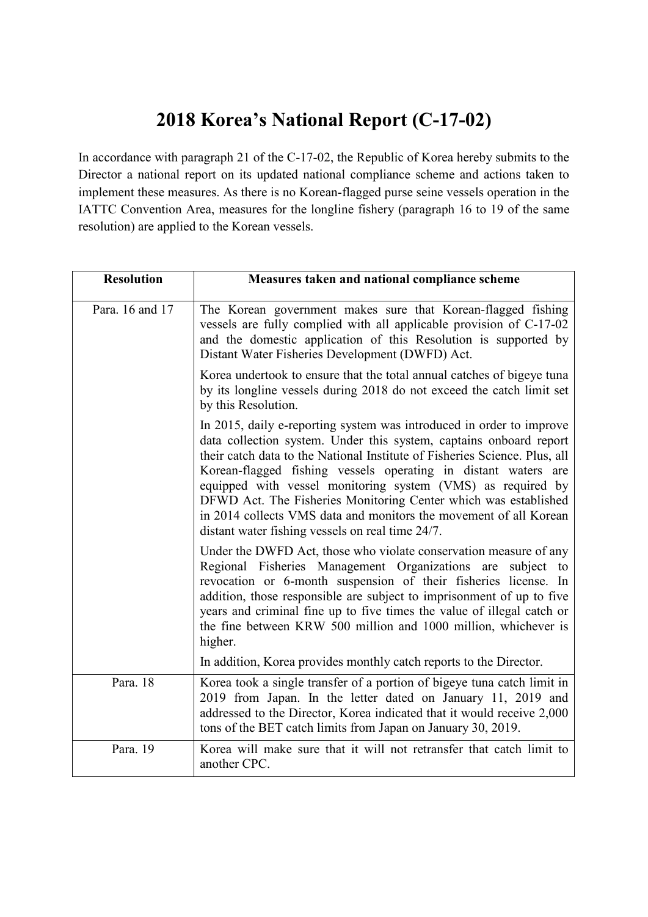# 2018 Korea's National Report (C-17-02)

In accordance with paragraph 21 of the C-17-02, the Republic of Korea hereby submits to the Director a national report on its updated national compliance scheme and actions taken to implement these measures. As there is no Korean-flagged purse seine vessels operation in the IATTC Convention Area, measures for the longline fishery (paragraph 16 to 19 of the same resolution) are applied to the Korean vessels.

| Resolution | Measures taken and national compliance scheme |
|---|---|
| Para. 16 and 17 | The Korean government makes sure that Korean-flagged fishing vessels are fully complied with all applicable provision of C-17-02 and the domestic application of this Resolution is supported by Distant Water Fisheries Development (DWFD) Act.<br><br>Korea undertook to ensure that the total annual catches of bigeye tuna by its longline vessels during 2018 do not exceed the catch limit set by this Resolution.<br><br>In 2015, daily e-reporting system was introduced in order to improve data collection system. Under this system, captains onboard report their catch data to the National Institute of Fisheries Science. Plus, all Korean-flagged fishing vessels operating in distant waters are equipped with vessel monitoring system (VMS) as required by DFWD Act. The Fisheries Monitoring Center which was established in 2014 collects VMS data and monitors the movement of all Korean distant water fishing vessels on real time 24/7.<br><br>Under the DWFD Act, those who violate conservation measure of any Regional Fisheries Management Organizations are subject to revocation or 6-month suspension of their fisheries license. In addition, those responsible are subject to imprisonment of up to five years and criminal fine up to five times the value of illegal catch or the fine between KRW 500 million and 1000 million, whichever is higher.<br><br>In addition, Korea provides monthly catch reports to the Director. |
| Para. 18 | Korea took a single transfer of a portion of bigeye tuna catch limit in 2019 from Japan. In the letter dated on January 11, 2019 and addressed to the Director, Korea indicated that it would receive 2,000 tons of the BET catch limits from Japan on January 30, 2019. |
| Para. 19 | Korea will make sure that it will not retransfer that catch limit to another CPC. |